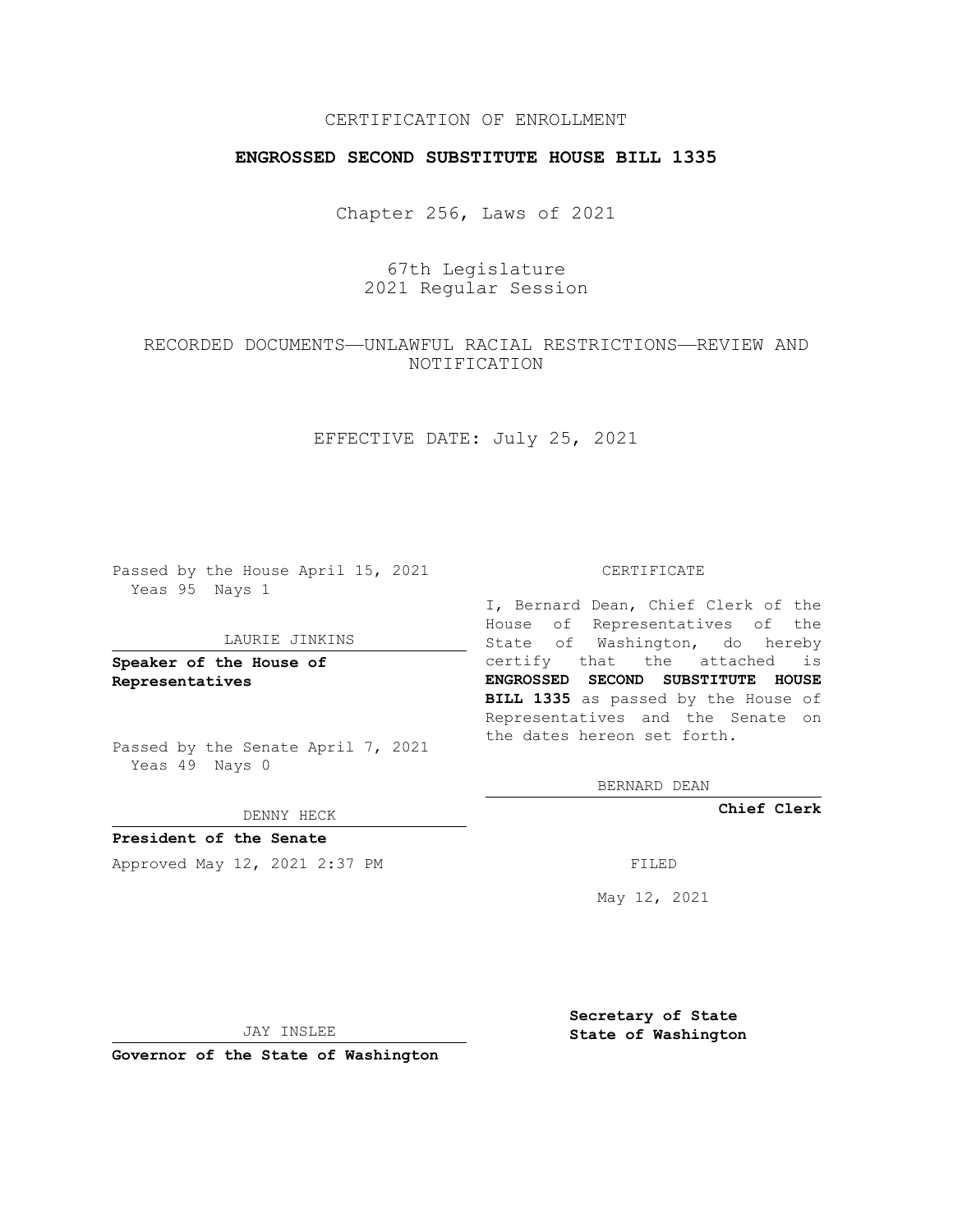CERTIFICATION OF ENROLLMENT

**ENGROSSED SECOND SUBSTITUTE HOUSE BILL 1335**

Chapter 256, Laws of 2021

67th Legislature
2021 Regular Session

RECORDED DOCUMENTS—UNLAWFUL RACIAL RESTRICTIONS—REVIEW AND NOTIFICATION

EFFECTIVE DATE: July 25, 2021

Passed by the House April 15, 2021
Yeas 95 Nays 1

LAURIE JINKINS

**Speaker of the House of Representatives**

Passed by the Senate April 7, 2021
Yeas 49 Nays 0

DENNY HECK

**President of the Senate**

Approved May 12, 2021 2:37 PM

JAY INSLEE

**Governor of the State of Washington**

CERTIFICATE

I, Bernard Dean, Chief Clerk of the House of Representatives of the State of Washington, do hereby certify that the attached is **ENGROSSED SECOND SUBSTITUTE HOUSE BILL 1335** as passed by the House of Representatives and the Senate on the dates hereon set forth.

BERNARD DEAN

**Chief Clerk**

FILED

May 12, 2021

**Secretary of State**
**State of Washington**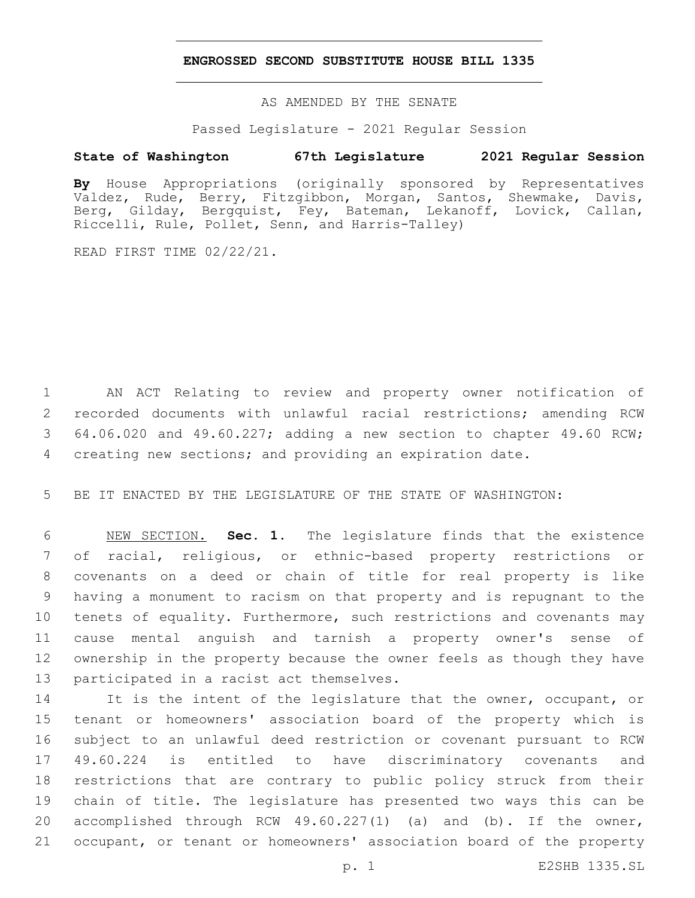# ENGROSSED SECOND SUBSTITUTE HOUSE BILL 1335

AS AMENDED BY THE SENATE

Passed Legislature - 2021 Regular Session

**State of Washington 67th Legislature 2021 Regular Session**

**By** House Appropriations (originally sponsored by Representatives Valdez, Rude, Berry, Fitzgibbon, Morgan, Santos, Shewmake, Davis, Berg, Gilday, Bergquist, Fey, Bateman, Lekanoff, Lovick, Callan, Riccelli, Rule, Pollet, Senn, and Harris-Talley)

READ FIRST TIME 02/22/21.

AN ACT Relating to review and property owner notification of recorded documents with unlawful racial restrictions; amending RCW 64.06.020 and 49.60.227; adding a new section to chapter 49.60 RCW; creating new sections; and providing an expiration date.

BE IT ENACTED BY THE LEGISLATURE OF THE STATE OF WASHINGTON:

NEW SECTION. **Sec. 1.** The legislature finds that the existence of racial, religious, or ethnic-based property restrictions or covenants on a deed or chain of title for real property is like having a monument to racism on that property and is repugnant to the tenets of equality. Furthermore, such restrictions and covenants may cause mental anguish and tarnish a property owner's sense of ownership in the property because the owner feels as though they have participated in a racist act themselves.

It is the intent of the legislature that the owner, occupant, or tenant or homeowners' association board of the property which is subject to an unlawful deed restriction or covenant pursuant to RCW 49.60.224 is entitled to have discriminatory covenants and restrictions that are contrary to public policy struck from their chain of title. The legislature has presented two ways this can be accomplished through RCW 49.60.227(1) (a) and (b). If the owner, occupant, or tenant or homeowners' association board of the property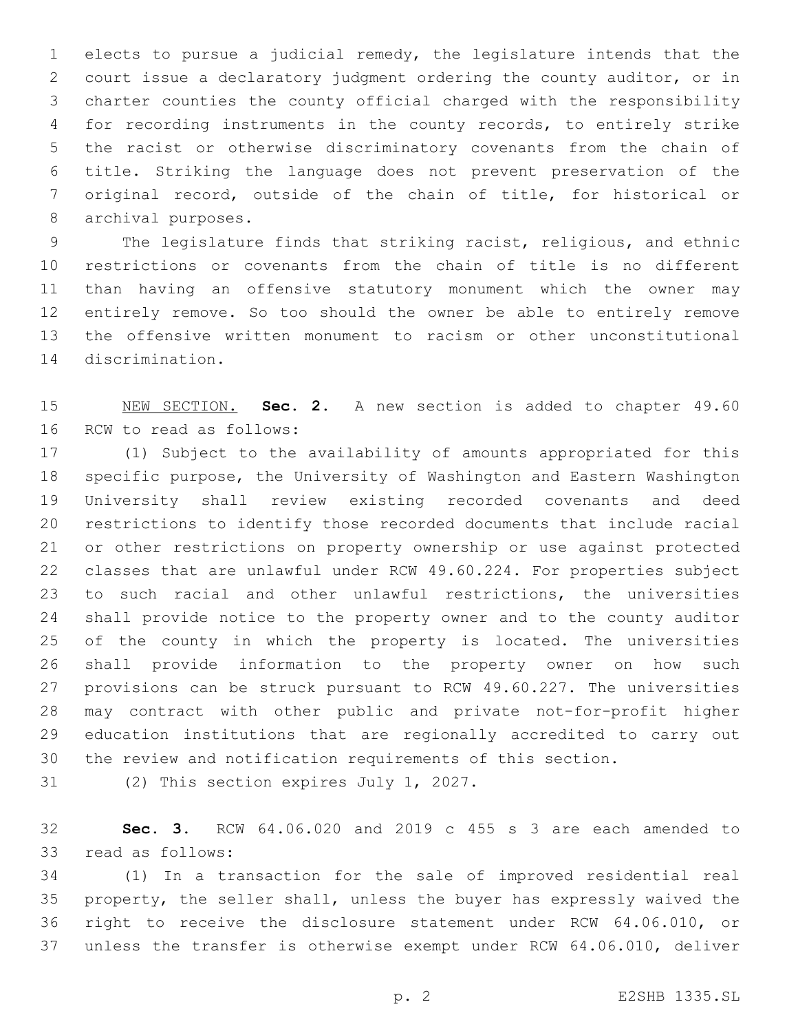elects to pursue a judicial remedy, the legislature intends that the court issue a declaratory judgment ordering the county auditor, or in charter counties the county official charged with the responsibility for recording instruments in the county records, to entirely strike the racist or otherwise discriminatory covenants from the chain of title. Striking the language does not prevent preservation of the original record, outside of the chain of title, for historical or archival purposes.

The legislature finds that striking racist, religious, and ethnic restrictions or covenants from the chain of title is no different than having an offensive statutory monument which the owner may entirely remove. So too should the owner be able to entirely remove the offensive written monument to racism or other unconstitutional discrimination.

NEW SECTION. **Sec. 2.** A new section is added to chapter 49.60 RCW to read as follows:

(1) Subject to the availability of amounts appropriated for this specific purpose, the University of Washington and Eastern Washington University shall review existing recorded covenants and deed restrictions to identify those recorded documents that include racial or other restrictions on property ownership or use against protected classes that are unlawful under RCW 49.60.224. For properties subject to such racial and other unlawful restrictions, the universities shall provide notice to the property owner and to the county auditor of the county in which the property is located. The universities shall provide information to the property owner on how such provisions can be struck pursuant to RCW 49.60.227. The universities may contract with other public and private not-for-profit higher education institutions that are regionally accredited to carry out the review and notification requirements of this section.

(2) This section expires July 1, 2027.

**Sec. 3.** RCW 64.06.020 and 2019 c 455 s 3 are each amended to read as follows:

(1) In a transaction for the sale of improved residential real property, the seller shall, unless the buyer has expressly waived the right to receive the disclosure statement under RCW 64.06.010, or unless the transfer is otherwise exempt under RCW 64.06.010, deliver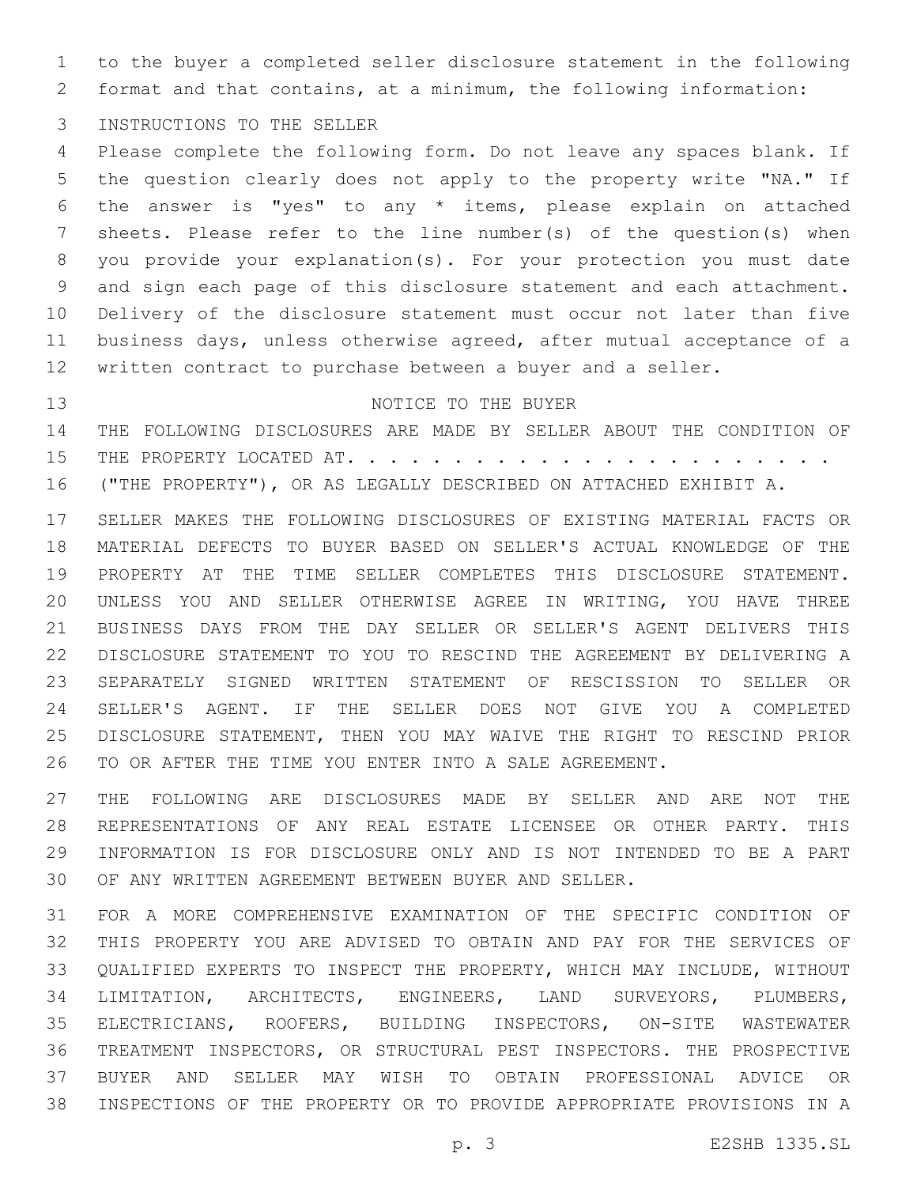to the buyer a completed seller disclosure statement in the following format and that contains, at a minimum, the following information:

INSTRUCTIONS TO THE SELLER

Please complete the following form. Do not leave any spaces blank. If the question clearly does not apply to the property write "NA." If the answer is "yes" to any * items, please explain on attached sheets. Please refer to the line number(s) of the question(s) when you provide your explanation(s). For your protection you must date and sign each page of this disclosure statement and each attachment. Delivery of the disclosure statement must occur not later than five business days, unless otherwise agreed, after mutual acceptance of a written contract to purchase between a buyer and a seller.

NOTICE TO THE BUYER

THE FOLLOWING DISCLOSURES ARE MADE BY SELLER ABOUT THE CONDITION OF THE PROPERTY LOCATED AT. . . . . . . . . . . . . . . . . . . . . . . . ("THE PROPERTY"), OR AS LEGALLY DESCRIBED ON ATTACHED EXHIBIT A.

SELLER MAKES THE FOLLOWING DISCLOSURES OF EXISTING MATERIAL FACTS OR MATERIAL DEFECTS TO BUYER BASED ON SELLER'S ACTUAL KNOWLEDGE OF THE PROPERTY AT THE TIME SELLER COMPLETES THIS DISCLOSURE STATEMENT. UNLESS YOU AND SELLER OTHERWISE AGREE IN WRITING, YOU HAVE THREE BUSINESS DAYS FROM THE DAY SELLER OR SELLER'S AGENT DELIVERS THIS DISCLOSURE STATEMENT TO YOU TO RESCIND THE AGREEMENT BY DELIVERING A SEPARATELY SIGNED WRITTEN STATEMENT OF RESCISSION TO SELLER OR SELLER'S AGENT. IF THE SELLER DOES NOT GIVE YOU A COMPLETED DISCLOSURE STATEMENT, THEN YOU MAY WAIVE THE RIGHT TO RESCIND PRIOR TO OR AFTER THE TIME YOU ENTER INTO A SALE AGREEMENT.

THE FOLLOWING ARE DISCLOSURES MADE BY SELLER AND ARE NOT THE REPRESENTATIONS OF ANY REAL ESTATE LICENSEE OR OTHER PARTY. THIS INFORMATION IS FOR DISCLOSURE ONLY AND IS NOT INTENDED TO BE A PART OF ANY WRITTEN AGREEMENT BETWEEN BUYER AND SELLER.

FOR A MORE COMPREHENSIVE EXAMINATION OF THE SPECIFIC CONDITION OF THIS PROPERTY YOU ARE ADVISED TO OBTAIN AND PAY FOR THE SERVICES OF QUALIFIED EXPERTS TO INSPECT THE PROPERTY, WHICH MAY INCLUDE, WITHOUT LIMITATION, ARCHITECTS, ENGINEERS, LAND SURVEYORS, PLUMBERS, ELECTRICIANS, ROOFERS, BUILDING INSPECTORS, ON-SITE WASTEWATER TREATMENT INSPECTORS, OR STRUCTURAL PEST INSPECTORS. THE PROSPECTIVE BUYER AND SELLER MAY WISH TO OBTAIN PROFESSIONAL ADVICE OR INSPECTIONS OF THE PROPERTY OR TO PROVIDE APPROPRIATE PROVISIONS IN A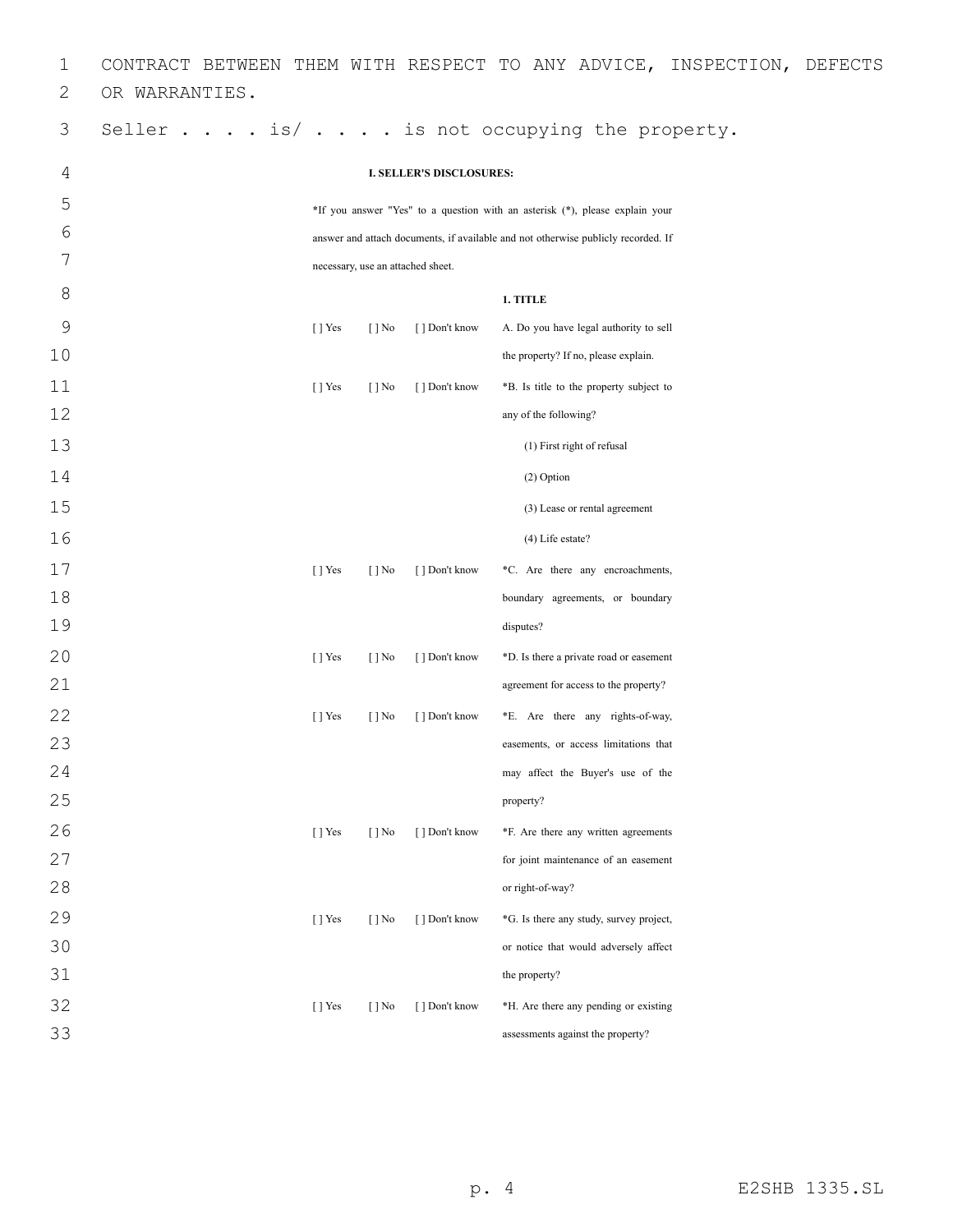CONTRACT BETWEEN THEM WITH RESPECT TO ANY ADVICE, INSPECTION, DEFECTS OR WARRANTIES.

Seller . . . . is/ . . . . is not occupying the property.

### I. SELLER'S DISCLOSURES:

*If you answer "Yes" to a question with an asterisk (*), please explain your answer and attach documents, if available and not otherwise publicly recorded. If necessary, use an attached sheet.

#### 1. TITLE

| | | | |
|---|---|---|---|
| [ ] Yes | [ ] No | [ ] Don't know | A. Do you have legal authority to sell the property? If no, please explain. |
| [ ] Yes | [ ] No | [ ] Don't know | *B. Is title to the property subject to any of the following?<br>(1) First right of refusal<br>(2) Option<br>(3) Lease or rental agreement<br>(4) Life estate? |
| [ ] Yes | [ ] No | [ ] Don't know | *C. Are there any encroachments, boundary agreements, or boundary disputes? |
| [ ] Yes | [ ] No | [ ] Don't know | *D. Is there a private road or easement agreement for access to the property? |
| [ ] Yes | [ ] No | [ ] Don't know | *E. Are there any rights-of-way, easements, or access limitations that may affect the Buyer's use of the property? |
| [ ] Yes | [ ] No | [ ] Don't know | *F. Are there any written agreements for joint maintenance of an easement or right-of-way? |
| [ ] Yes | [ ] No | [ ] Don't know | *G. Is there any study, survey project, or notice that would adversely affect the property? |
| [ ] Yes | [ ] No | [ ] Don't know | *H. Are there any pending or existing assessments against the property? |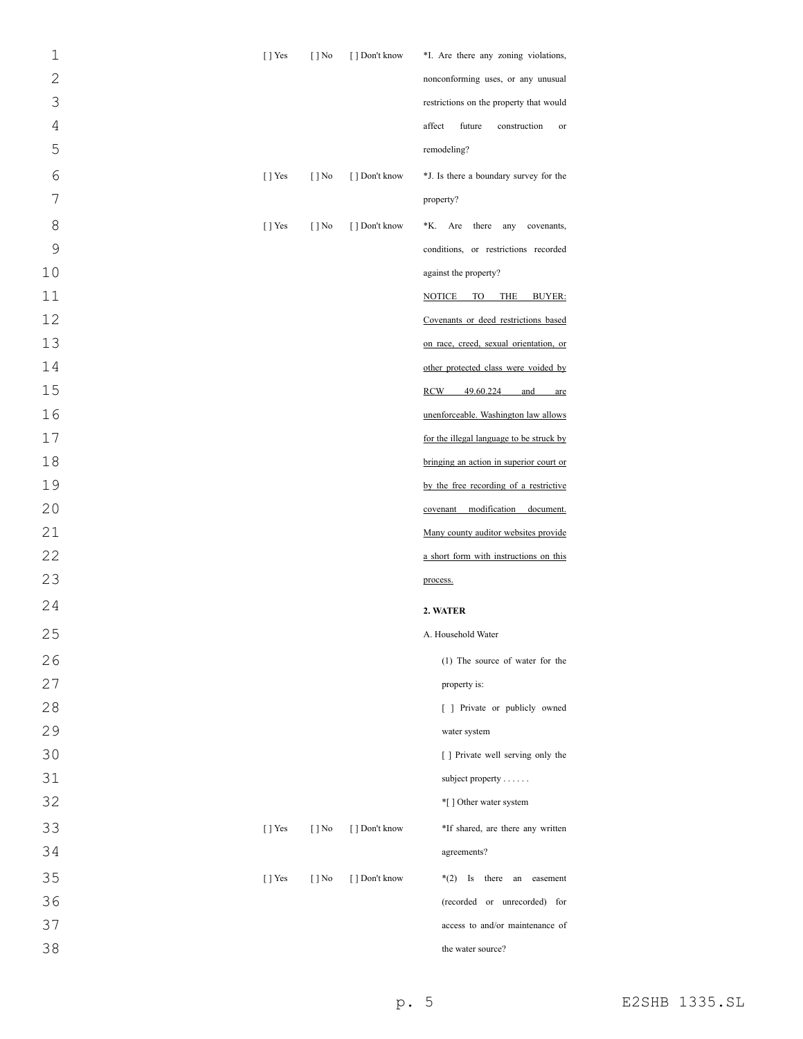[ ] Yes [ ] No [ ] Don't know *I. Are there any zoning violations, nonconforming uses, or any unusual restrictions on the property that would affect future construction or remodeling?

[ ] Yes [ ] No [ ] Don't know *J. Is there a boundary survey for the property?

[ ] Yes [ ] No [ ] Don't know *K. Are there any covenants, conditions, or restrictions recorded against the property?

<u>NOTICE TO THE BUYER: Covenants or deed restrictions based on race, creed, sexual orientation, or other protected class were voided by RCW 49.60.224 and are unenforceable. Washington law allows for the illegal language to be struck by bringing an action in superior court or by the free recording of a restrictive covenant modification document. Many county auditor websites provide a short form with instructions on this process.</u>

**2. WATER**

A. Household Water

(1) The source of water for the property is:

[ ] Private or publicly owned water system

[ ] Private well serving only the subject property . . . . . .

*[ ] Other water system

[ ] Yes [ ] No [ ] Don't know *If shared, are there any written agreements?

[ ] Yes [ ] No [ ] Don't know *(2) Is there an easement (recorded or unrecorded) for access to and/or maintenance of the water source?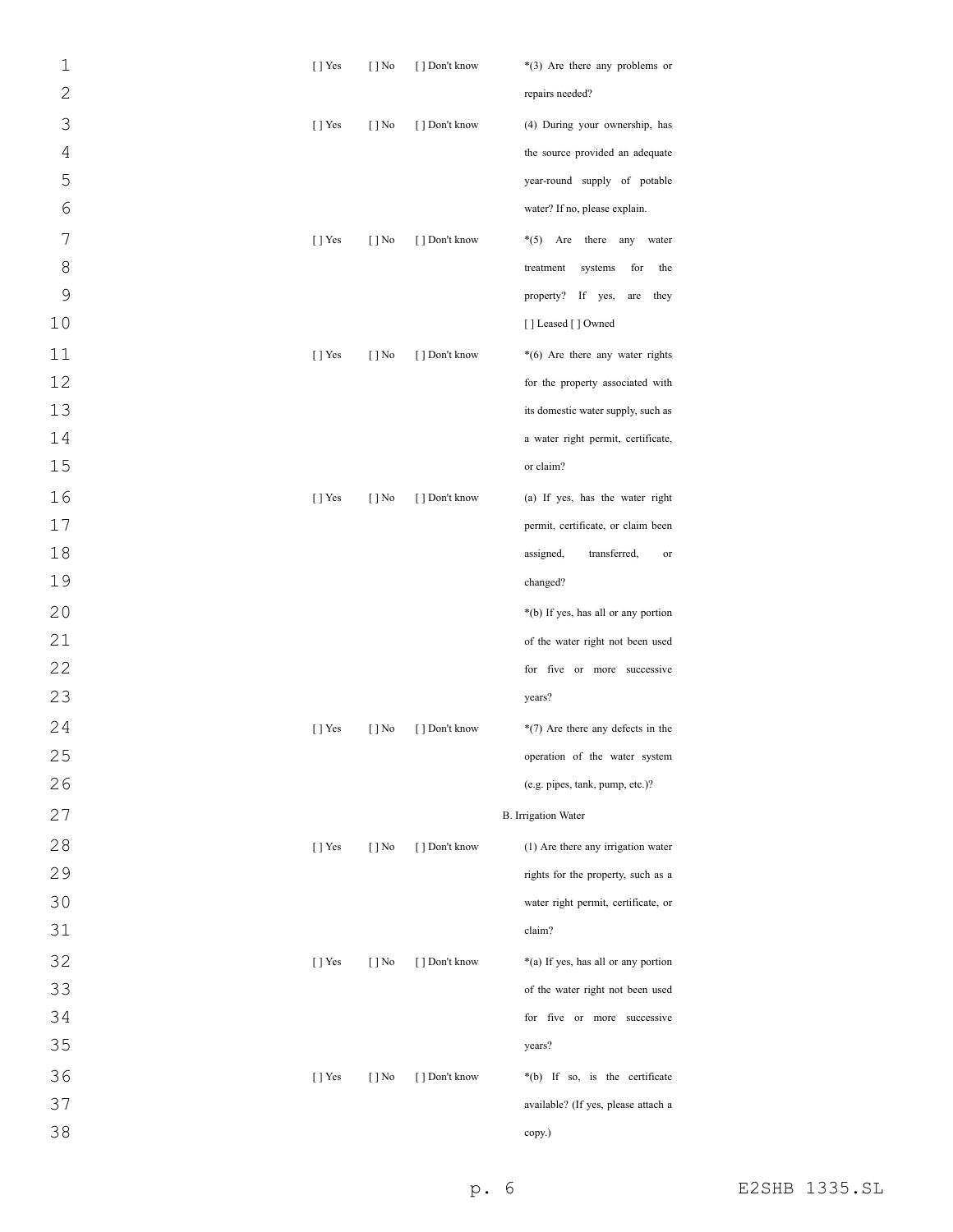| | | | |
|---|---|---|---|
| [ ] Yes | [ ] No | [ ] Don't know | *(3) Are there any problems or repairs needed? |
| [ ] Yes | [ ] No | [ ] Don't know | (4) During your ownership, has the source provided an adequate year-round supply of potable water? If no, please explain. |
| [ ] Yes | [ ] No | [ ] Don't know | *(5) Are there any water treatment systems for the property? If yes, are they [ ] Leased [ ] Owned |
| [ ] Yes | [ ] No | [ ] Don't know | *(6) Are there any water rights for the property associated with its domestic water supply, such as a water right permit, certificate, or claim? |
| [ ] Yes | [ ] No | [ ] Don't know | (a) If yes, has the water right permit, certificate, or claim been assigned, transferred, or changed? |
| | | | *(b) If yes, has all or any portion of the water right not been used for five or more successive years? |
| [ ] Yes | [ ] No | [ ] Don't know | *(7) Are there any defects in the operation of the water system (e.g. pipes, tank, pump, etc.)? |

B. Irrigation Water

| | | | |
|---|---|---|---|
| [ ] Yes | [ ] No | [ ] Don't know | (1) Are there any irrigation water rights for the property, such as a water right permit, certificate, or claim? |
| [ ] Yes | [ ] No | [ ] Don't know | *(a) If yes, has all or any portion of the water right not been used for five or more successive years? |
| [ ] Yes | [ ] No | [ ] Don't know | *(b) If so, is the certificate available? (If yes, please attach a copy.) |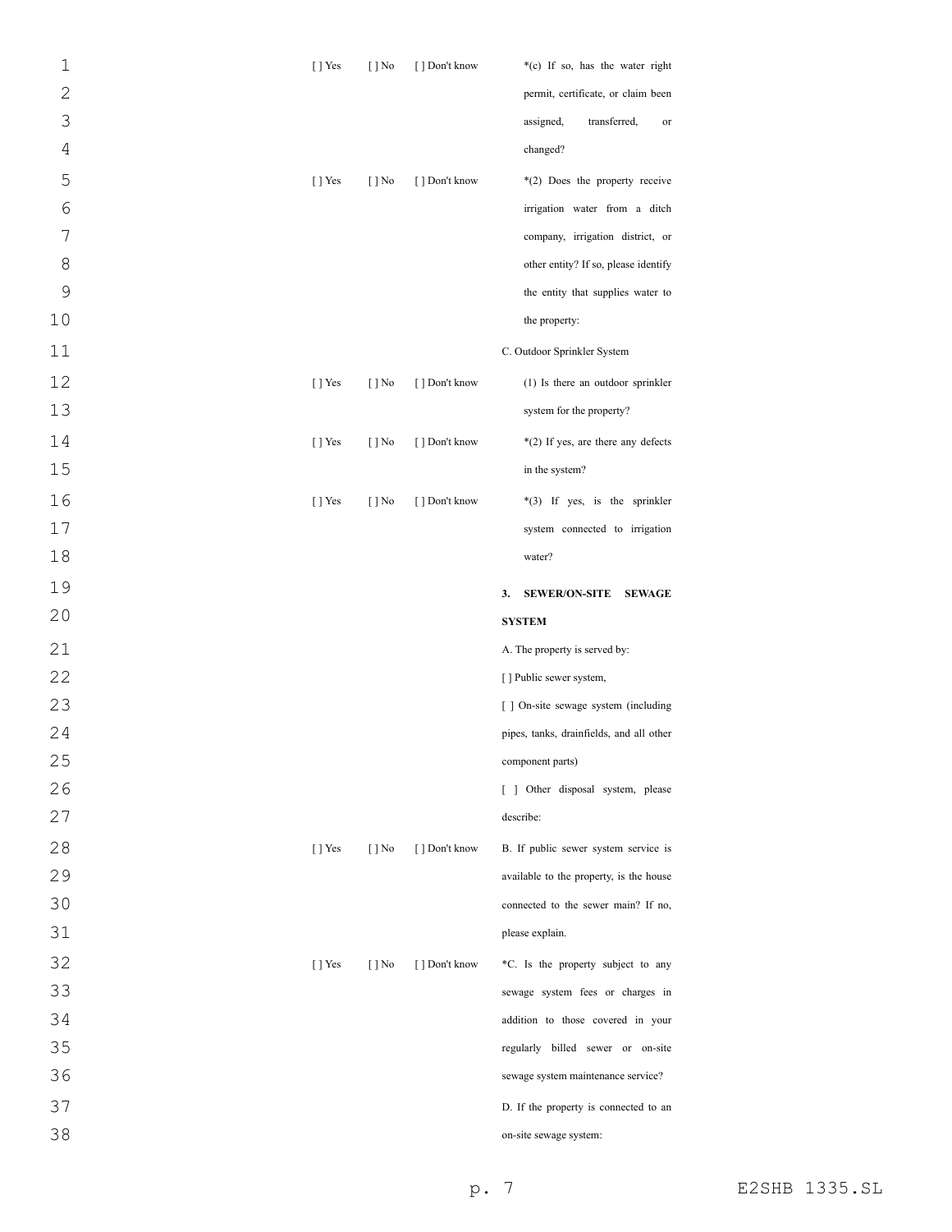[ ] Yes [ ] No [ ] Don't know *(c) If so, has the water right permit, certificate, or claim been assigned, transferred, or changed?

[ ] Yes [ ] No [ ] Don't know *(2) Does the property receive irrigation water from a ditch company, irrigation district, or other entity? If so, please identify the entity that supplies water to the property:

C. Outdoor Sprinkler System

[ ] Yes [ ] No [ ] Don't know (1) Is there an outdoor sprinkler system for the property?

[ ] Yes [ ] No [ ] Don't know *(2) If yes, are there any defects in the system?

[ ] Yes [ ] No [ ] Don't know *(3) If yes, is the sprinkler system connected to irrigation water?

**3. SEWER/ON-SITE SEWAGE SYSTEM**

A. The property is served by:

[ ] Public sewer system,

[ ] On-site sewage system (including pipes, tanks, drainfields, and all other component parts)

[ ] Other disposal system, please describe:

[ ] Yes [ ] No [ ] Don't know B. If public sewer system service is available to the property, is the house connected to the sewer main? If no, please explain.

[ ] Yes [ ] No [ ] Don't know *C. Is the property subject to any sewage system fees or charges in addition to those covered in your regularly billed sewer or on-site sewage system maintenance service?

D. If the property is connected to an on-site sewage system: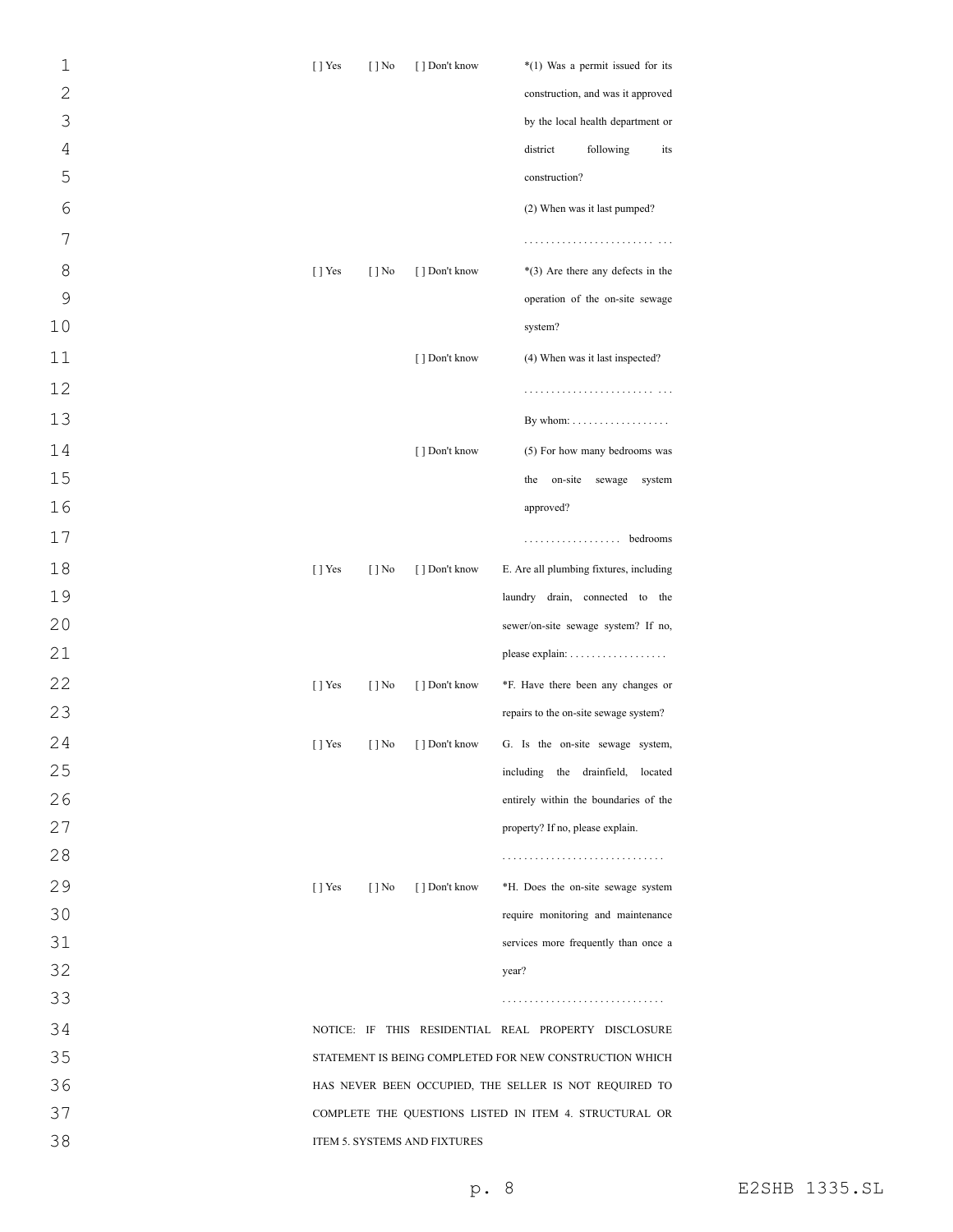| | | | |
|---|---|---|---|
| [ ] Yes | [ ] No | [ ] Don't know | *(1) Was a permit issued for its construction, and was it approved by the local health department or district following its construction? |
| | | | (2) When was it last pumped? |
| | | | ......................... ... |
| [ ] Yes | [ ] No | [ ] Don't know | *(3) Are there any defects in the operation of the on-site sewage system? |
| | | [ ] Don't know | (4) When was it last inspected? |
| | | | ......................... ... |
| | | | By whom: .................. |
| | | [ ] Don't know | (5) For how many bedrooms was the on-site sewage system approved? |
| | | | .................. bedrooms |
| [ ] Yes | [ ] No | [ ] Don't know | E. Are all plumbing fixtures, including laundry drain, connected to the sewer/on-site sewage system? If no, please explain: .................. |
| [ ] Yes | [ ] No | [ ] Don't know | *F. Have there been any changes or repairs to the on-site sewage system? |
| [ ] Yes | [ ] No | [ ] Don't know | G. Is the on-site sewage system, including the drainfield, located entirely within the boundaries of the property? If no, please explain. |
| | | | .............................. |
| [ ] Yes | [ ] No | [ ] Don't know | *H. Does the on-site sewage system require monitoring and maintenance services more frequently than once a year? |
| | | | .............................. |

NOTICE: IF THIS RESIDENTIAL REAL PROPERTY DISCLOSURE STATEMENT IS BEING COMPLETED FOR NEW CONSTRUCTION WHICH HAS NEVER BEEN OCCUPIED, THE SELLER IS NOT REQUIRED TO COMPLETE THE QUESTIONS LISTED IN ITEM 4. STRUCTURAL OR ITEM 5. SYSTEMS AND FIXTURES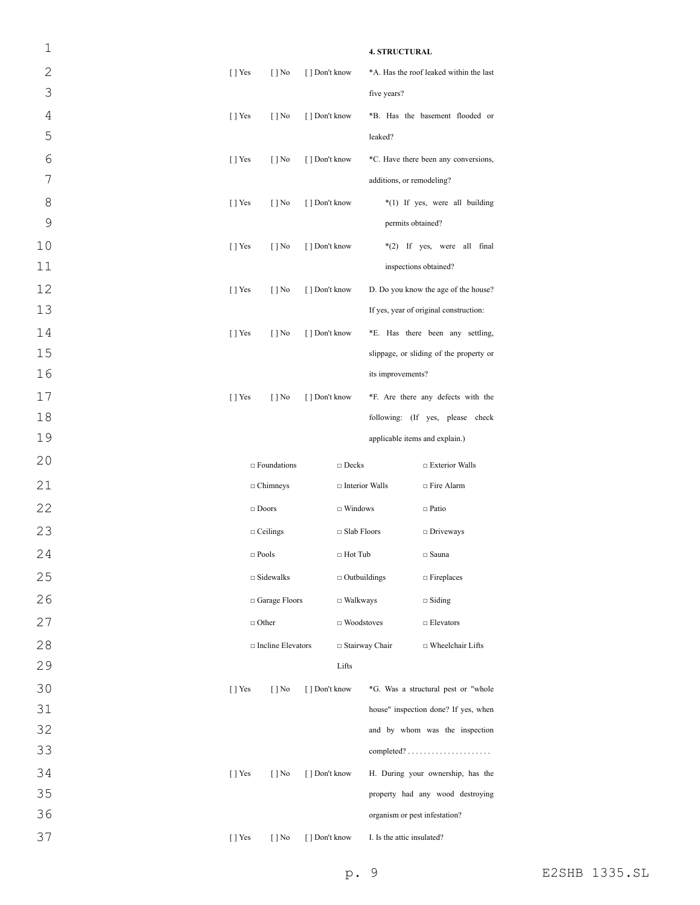**4. STRUCTURAL**

[ ] Yes [ ] No [ ] Don't know *A. Has the roof leaked within the last five years?

[ ] Yes [ ] No [ ] Don't know *B. Has the basement flooded or leaked?

[ ] Yes [ ] No [ ] Don't know *C. Have there been any conversions, additions, or remodeling?

[ ] Yes [ ] No [ ] Don't know *(1) If yes, were all building permits obtained?

[ ] Yes [ ] No [ ] Don't know *(2) If yes, were all final inspections obtained?

[ ] Yes [ ] No [ ] Don't know D. Do you know the age of the house? If yes, year of original construction:

[ ] Yes [ ] No [ ] Don't know *E. Has there been any settling, slippage, or sliding of the property or its improvements?

[ ] Yes [ ] No [ ] Don't know *F. Are there any defects with the following: (If yes, please check applicable items and explain.)

| | | |
|---|---|---|
| □ Foundations | □ Decks | □ Exterior Walls |
| □ Chimneys | □ Interior Walls | □ Fire Alarm |
| □ Doors | □ Windows | □ Patio |
| □ Ceilings | □ Slab Floors | □ Driveways |
| □ Pools | □ Hot Tub | □ Sauna |
| □ Sidewalks | □ Outbuildings | □ Fireplaces |
| □ Garage Floors | □ Walkways | □ Siding |
| □ Other | □ Woodstoves | □ Elevators |
| □ Incline Elevators | □ Stairway Chair Lifts | □ Wheelchair Lifts |

[ ] Yes [ ] No [ ] Don't know *G. Was a structural pest or "whole house" inspection done? If yes, when and by whom was the inspection completed? . . . . . . . . . . . . . . . . . . . . .

[ ] Yes [ ] No [ ] Don't know H. During your ownership, has the property had any wood destroying organism or pest infestation?

[ ] Yes [ ] No [ ] Don't know I. Is the attic insulated?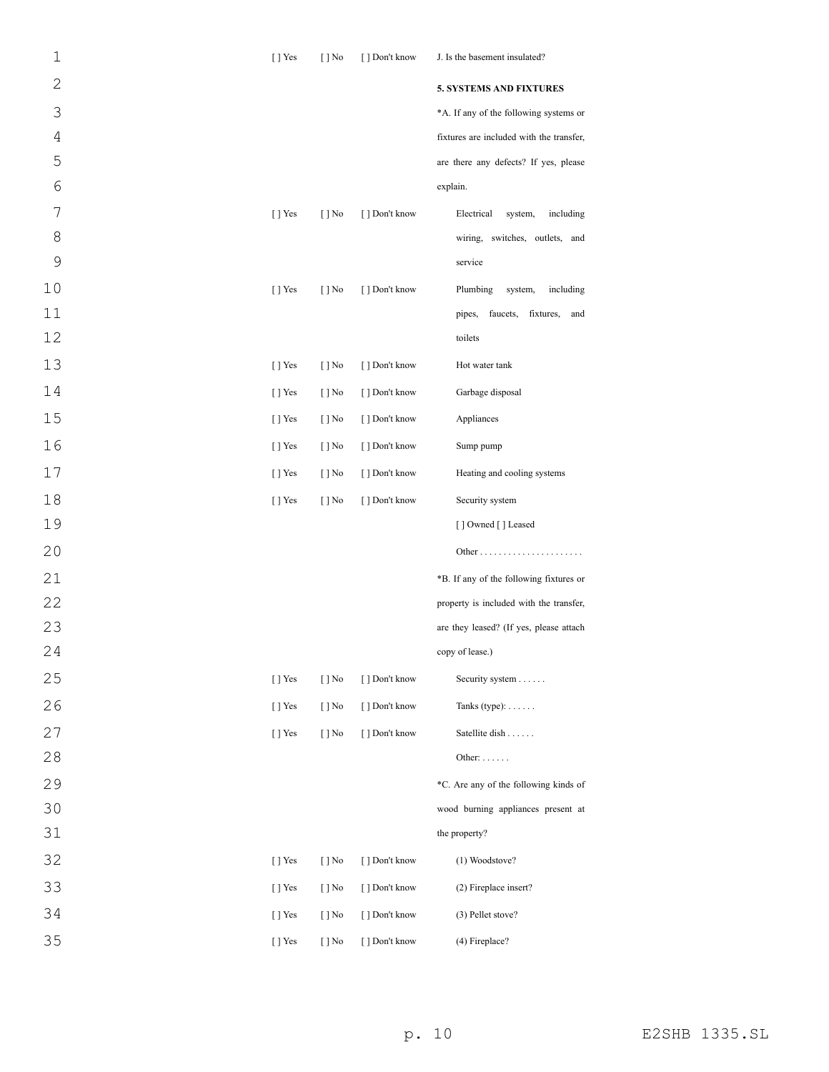[ ] Yes [ ] No [ ] Don't know J. Is the basement insulated?

**5. SYSTEMS AND FIXTURES**

*A. If any of the following systems or fixtures are included with the transfer, are there any defects? If yes, please explain.

[ ] Yes [ ] No [ ] Don't know Electrical system, including wiring, switches, outlets, and service

[ ] Yes [ ] No [ ] Don't know Plumbing system, including pipes, faucets, fixtures, and toilets

[ ] Yes [ ] No [ ] Don't know Hot water tank

[ ] Yes [ ] No [ ] Don't know Garbage disposal

[ ] Yes [ ] No [ ] Don't know Appliances

[ ] Yes [ ] No [ ] Don't know Sump pump

[ ] Yes [ ] No [ ] Don't know Heating and cooling systems

[ ] Yes [ ] No [ ] Don't know Security system

[ ] Owned [ ] Leased

Other . . . . . . . . . . . . . . . . . . . . . .

*B. If any of the following fixtures or property is included with the transfer, are they leased? (If yes, please attach copy of lease.)

[ ] Yes [ ] No [ ] Don't know Security system . . . . . .

[ ] Yes [ ] No [ ] Don't know Tanks (type): . . . . . .

[ ] Yes [ ] No [ ] Don't know Satellite dish . . . . . .

Other: . . . . . .

*C. Are any of the following kinds of wood burning appliances present at the property?

[ ] Yes [ ] No [ ] Don't know (1) Woodstove?

[ ] Yes [ ] No [ ] Don't know (2) Fireplace insert?

[ ] Yes [ ] No [ ] Don't know (3) Pellet stove?

[ ] Yes [ ] No [ ] Don't know (4) Fireplace?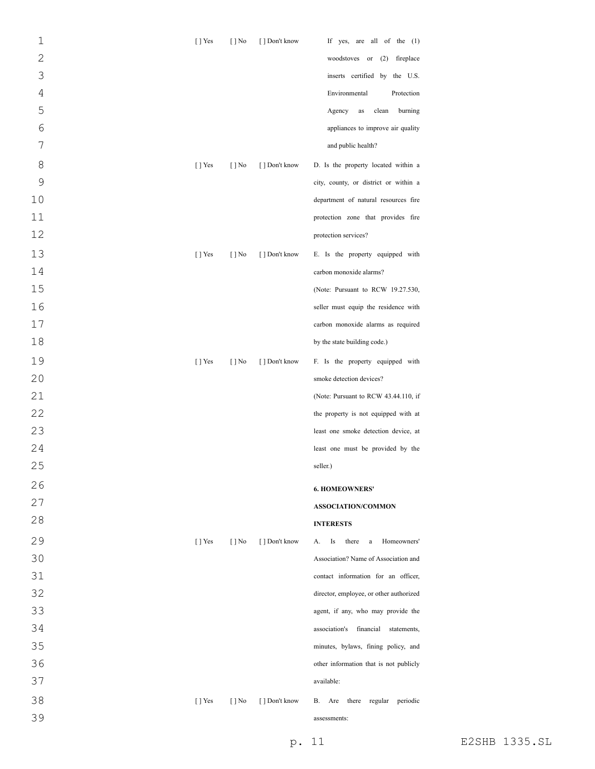| | | | |
|---|---|---|---|
| [ ] Yes | [ ] No | [ ] Don't know | If yes, are all of the (1) woodstoves or (2) fireplace inserts certified by the U.S. Environmental Protection Agency as clean burning appliances to improve air quality and public health? |
| [ ] Yes | [ ] No | [ ] Don't know | D. Is the property located within a city, county, or district or within a department of natural resources fire protection zone that provides fire protection services? |
| [ ] Yes | [ ] No | [ ] Don't know | E. Is the property equipped with carbon monoxide alarms? (Note: Pursuant to RCW 19.27.530, seller must equip the residence with carbon monoxide alarms as required by the state building code.) |
| [ ] Yes | [ ] No | [ ] Don't know | F. Is the property equipped with smoke detection devices? (Note: Pursuant to RCW 43.44.110, if the property is not equipped with at least one smoke detection device, at least one must be provided by the seller.) |
| | | | **6. HOMEOWNERS' ASSOCIATION/COMMON INTERESTS** |
| [ ] Yes | [ ] No | [ ] Don't know | A. Is there a Homeowners' Association? Name of Association and contact information for an officer, director, employee, or other authorized agent, if any, who may provide the association's financial statements, minutes, bylaws, fining policy, and other information that is not publicly available: |
| [ ] Yes | [ ] No | [ ] Don't know | B. Are there regular periodic assessments: |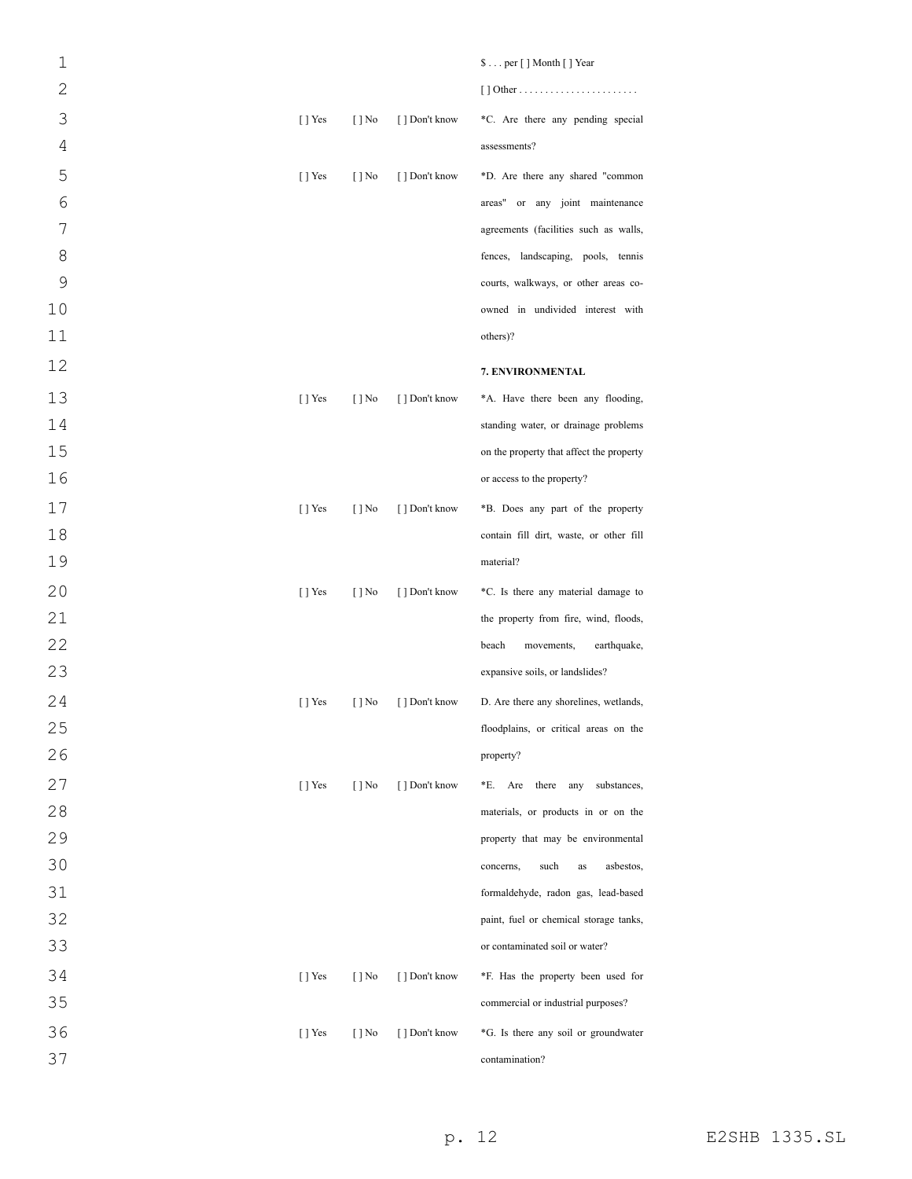| | | | |
|---|---|---|---|
| | | | $ . . . per [ ] Month [ ] Year |
| | | | [ ] Other . . . . . . . . . . . . . . . . . . . . . . . |
| [ ] Yes | [ ] No | [ ] Don't know | *C. Are there any pending special assessments? |
| [ ] Yes | [ ] No | [ ] Don't know | *D. Are there any shared "common areas" or any joint maintenance agreements (facilities such as walls, fences, landscaping, pools, tennis courts, walkways, or other areas co-owned in undivided interest with others)? |

**7. ENVIRONMENTAL**

| | | | |
|---|---|---|---|
| [ ] Yes | [ ] No | [ ] Don't know | *A. Have there been any flooding, standing water, or drainage problems on the property that affect the property or access to the property? |
| [ ] Yes | [ ] No | [ ] Don't know | *B. Does any part of the property contain fill dirt, waste, or other fill material? |
| [ ] Yes | [ ] No | [ ] Don't know | *C. Is there any material damage to the property from fire, wind, floods, beach movements, earthquake, expansive soils, or landslides? |
| [ ] Yes | [ ] No | [ ] Don't know | D. Are there any shorelines, wetlands, floodplains, or critical areas on the property? |
| [ ] Yes | [ ] No | [ ] Don't know | *E. Are there any substances, materials, or products in or on the property that may be environmental concerns, such as asbestos, formaldehyde, radon gas, lead-based paint, fuel or chemical storage tanks, or contaminated soil or water? |
| [ ] Yes | [ ] No | [ ] Don't know | *F. Has the property been used for commercial or industrial purposes? |
| [ ] Yes | [ ] No | [ ] Don't know | *G. Is there any soil or groundwater contamination? |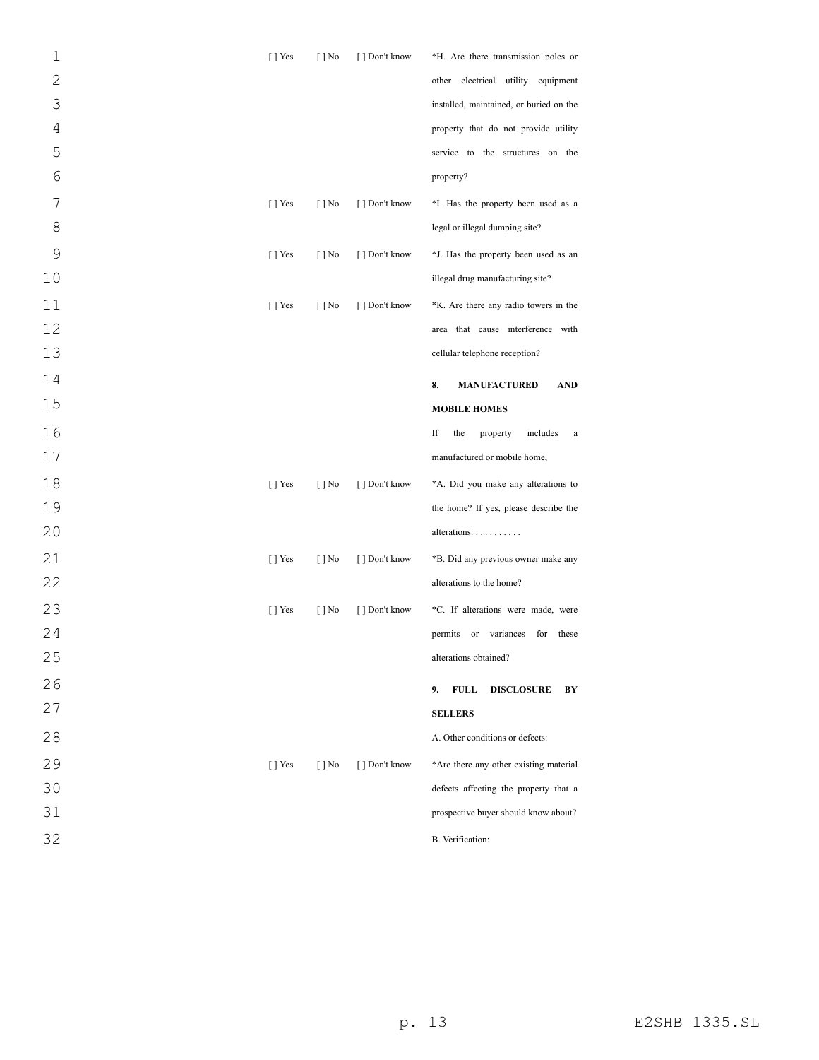| | | | |
|---|---|---|---|
| [ ] Yes | [ ] No | [ ] Don't know | *H. Are there transmission poles or other electrical utility equipment installed, maintained, or buried on the property that do not provide utility service to the structures on the property? |
| [ ] Yes | [ ] No | [ ] Don't know | *I. Has the property been used as a legal or illegal dumping site? |
| [ ] Yes | [ ] No | [ ] Don't know | *J. Has the property been used as an illegal drug manufacturing site? |
| [ ] Yes | [ ] No | [ ] Don't know | *K. Are there any radio towers in the area that cause interference with cellular telephone reception? |
| | | | **8. MANUFACTURED AND MOBILE HOMES** |
| | | | If the property includes a manufactured or mobile home, |
| [ ] Yes | [ ] No | [ ] Don't know | *A. Did you make any alterations to the home? If yes, please describe the alterations: . . . . . . . . . . |
| [ ] Yes | [ ] No | [ ] Don't know | *B. Did any previous owner make any alterations to the home? |
| [ ] Yes | [ ] No | [ ] Don't know | *C. If alterations were made, were permits or variances for these alterations obtained? |
| | | | **9. FULL DISCLOSURE BY SELLERS** |
| | | | A. Other conditions or defects: |
| [ ] Yes | [ ] No | [ ] Don't know | *Are there any other existing material defects affecting the property that a prospective buyer should know about? |
| | | | B. Verification: |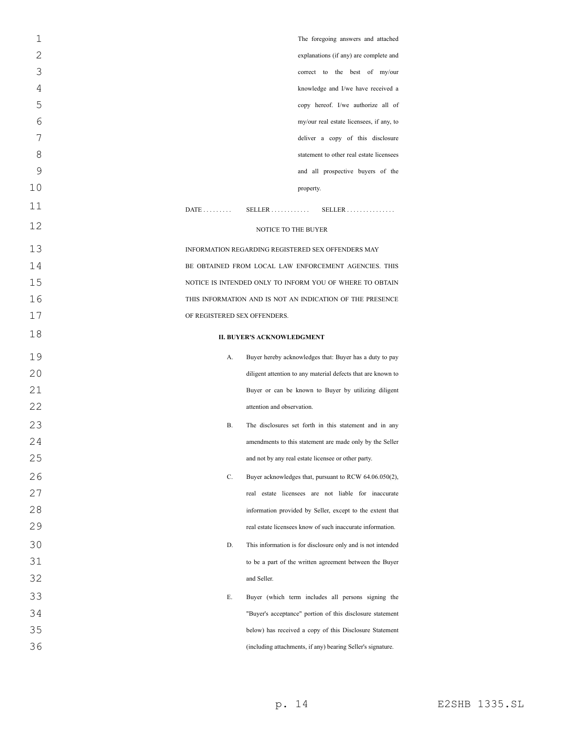The foregoing answers and attached explanations (if any) are complete and correct to the best of my/our knowledge and I/we have received a copy hereof. I/we authorize all of my/our real estate licensees, if any, to deliver a copy of this disclosure statement to other real estate licensees and all prospective buyers of the property.

DATE . . . . . . . . .      SELLER . . . . . . . . . . . .      SELLER . . . . . . . . . . . . . . .

NOTICE TO THE BUYER

INFORMATION REGARDING REGISTERED SEX OFFENDERS MAY BE OBTAINED FROM LOCAL LAW ENFORCEMENT AGENCIES. THIS NOTICE IS INTENDED ONLY TO INFORM YOU OF WHERE TO OBTAIN THIS INFORMATION AND IS NOT AN INDICATION OF THE PRESENCE OF REGISTERED SEX OFFENDERS.

**II. BUYER'S ACKNOWLEDGMENT**

A. Buyer hereby acknowledges that: Buyer has a duty to pay diligent attention to any material defects that are known to Buyer or can be known to Buyer by utilizing diligent attention and observation.

B. The disclosures set forth in this statement and in any amendments to this statement are made only by the Seller and not by any real estate licensee or other party.

C. Buyer acknowledges that, pursuant to RCW 64.06.050(2), real estate licensees are not liable for inaccurate information provided by Seller, except to the extent that real estate licensees know of such inaccurate information.

D. This information is for disclosure only and is not intended to be a part of the written agreement between the Buyer and Seller.

E. Buyer (which term includes all persons signing the "Buyer's acceptance" portion of this disclosure statement below) has received a copy of this Disclosure Statement (including attachments, if any) bearing Seller's signature.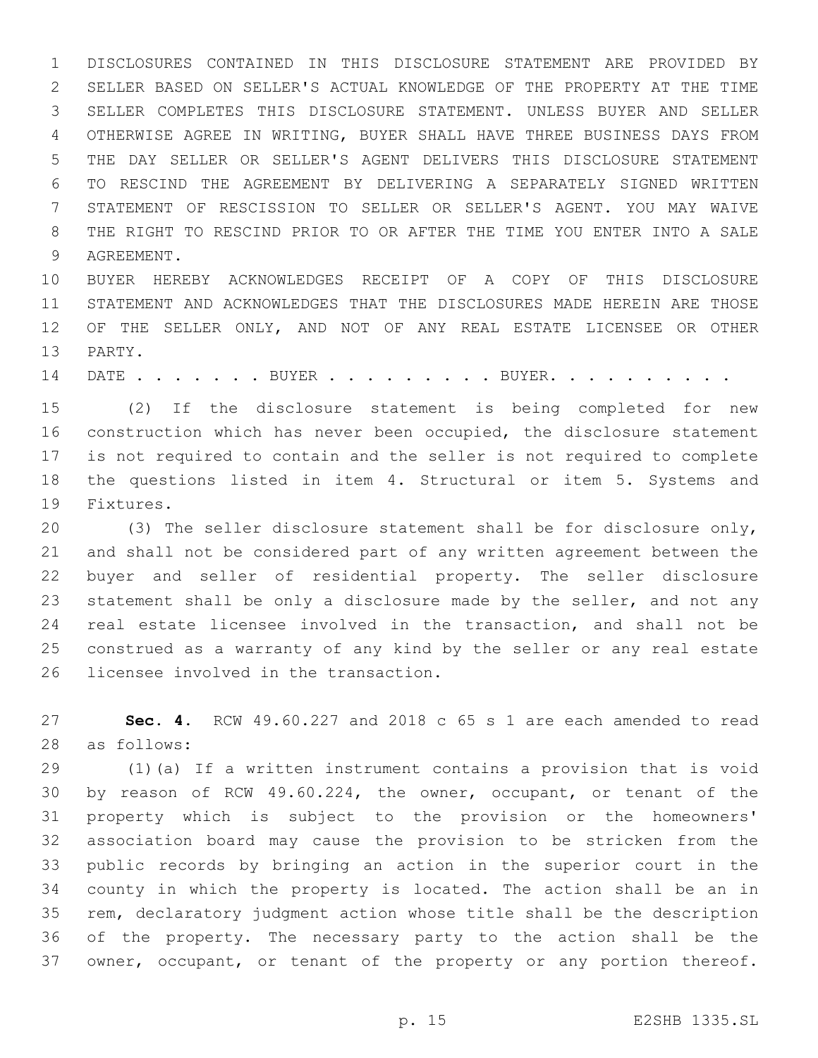DISCLOSURES CONTAINED IN THIS DISCLOSURE STATEMENT ARE PROVIDED BY SELLER BASED ON SELLER'S ACTUAL KNOWLEDGE OF THE PROPERTY AT THE TIME SELLER COMPLETES THIS DISCLOSURE STATEMENT. UNLESS BUYER AND SELLER OTHERWISE AGREE IN WRITING, BUYER SHALL HAVE THREE BUSINESS DAYS FROM THE DAY SELLER OR SELLER'S AGENT DELIVERS THIS DISCLOSURE STATEMENT TO RESCIND THE AGREEMENT BY DELIVERING A SEPARATELY SIGNED WRITTEN STATEMENT OF RESCISSION TO SELLER OR SELLER'S AGENT. YOU MAY WAIVE THE RIGHT TO RESCIND PRIOR TO OR AFTER THE TIME YOU ENTER INTO A SALE AGREEMENT.

BUYER HEREBY ACKNOWLEDGES RECEIPT OF A COPY OF THIS DISCLOSURE STATEMENT AND ACKNOWLEDGES THAT THE DISCLOSURES MADE HEREIN ARE THOSE OF THE SELLER ONLY, AND NOT OF ANY REAL ESTATE LICENSEE OR OTHER PARTY.

DATE . . . . . . . BUYER . . . . . . . . . BUYER. . . . . . . . . .

(2) If the disclosure statement is being completed for new construction which has never been occupied, the disclosure statement is not required to contain and the seller is not required to complete the questions listed in item 4. Structural or item 5. Systems and Fixtures.

(3) The seller disclosure statement shall be for disclosure only, and shall not be considered part of any written agreement between the buyer and seller of residential property. The seller disclosure statement shall be only a disclosure made by the seller, and not any real estate licensee involved in the transaction, and shall not be construed as a warranty of any kind by the seller or any real estate licensee involved in the transaction.

**Sec. 4.** RCW 49.60.227 and 2018 c 65 s 1 are each amended to read as follows:

(1)(a) If a written instrument contains a provision that is void by reason of RCW 49.60.224, the owner, occupant, or tenant of the property which is subject to the provision or the homeowners' association board may cause the provision to be stricken from the public records by bringing an action in the superior court in the county in which the property is located. The action shall be an in rem, declaratory judgment action whose title shall be the description of the property. The necessary party to the action shall be the owner, occupant, or tenant of the property or any portion thereof.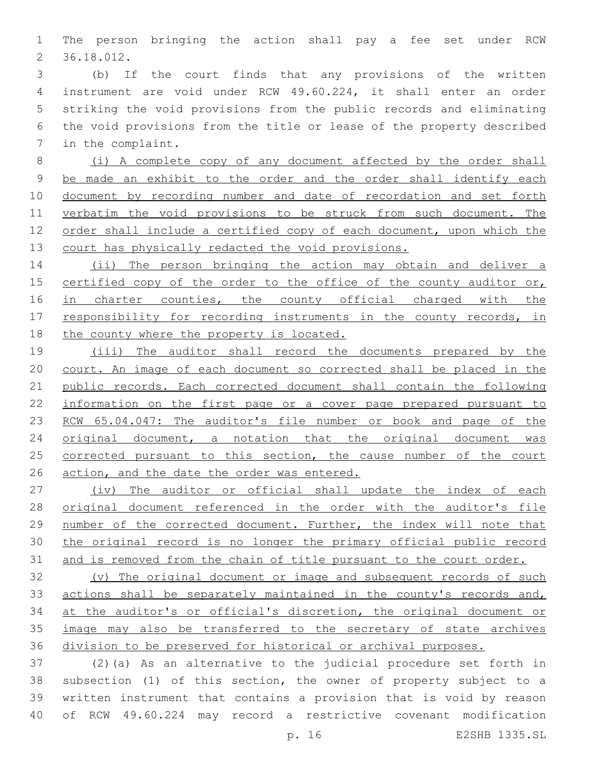The person bringing the action shall pay a fee set under RCW 36.18.012.

(b) If the court finds that any provisions of the written instrument are void under RCW 49.60.224, it shall enter an order striking the void provisions from the public records and eliminating the void provisions from the title or lease of the property described in the complaint.

<u>(i) A complete copy of any document affected by the order shall be made an exhibit to the order and the order shall identify each document by recording number and date of recordation and set forth verbatim the void provisions to be struck from such document. The order shall include a certified copy of each document, upon which the court has physically redacted the void provisions.</u>

<u>(ii) The person bringing the action may obtain and deliver a certified copy of the order to the office of the county auditor or, in charter counties, the county official charged with the responsibility for recording instruments in the county records, in the county where the property is located.</u>

<u>(iii) The auditor shall record the documents prepared by the court. An image of each document so corrected shall be placed in the public records. Each corrected document shall contain the following information on the first page or a cover page prepared pursuant to RCW 65.04.047: The auditor's file number or book and page of the original document, a notation that the original document was corrected pursuant to this section, the cause number of the court action, and the date the order was entered.</u>

<u>(iv) The auditor or official shall update the index of each original document referenced in the order with the auditor's file number of the corrected document. Further, the index will note that the original record is no longer the primary official public record and is removed from the chain of title pursuant to the court order.</u>

<u>(v) The original document or image and subsequent records of such actions shall be separately maintained in the county's records and, at the auditor's or official's discretion, the original document or image may also be transferred to the secretary of state archives division to be preserved for historical or archival purposes.</u>

(2)(a) As an alternative to the judicial procedure set forth in subsection (1) of this section, the owner of property subject to a written instrument that contains a provision that is void by reason of RCW 49.60.224 may record a restrictive covenant modification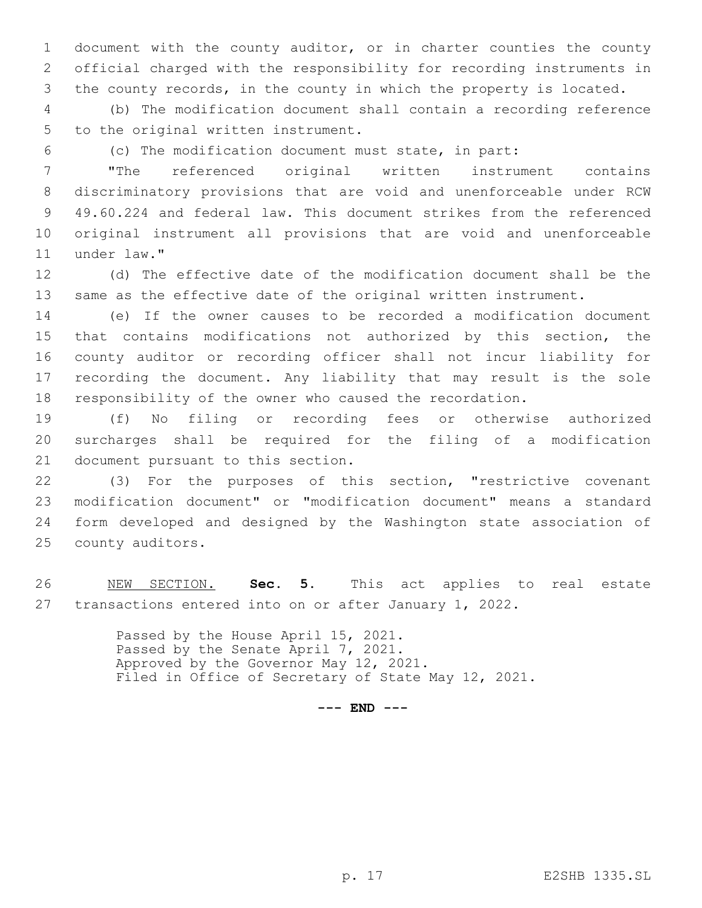document with the county auditor, or in charter counties the county official charged with the responsibility for recording instruments in the county records, in the county in which the property is located.

(b) The modification document shall contain a recording reference to the original written instrument.

(c) The modification document must state, in part:

"The referenced original written instrument contains discriminatory provisions that are void and unenforceable under RCW 49.60.224 and federal law. This document strikes from the referenced original instrument all provisions that are void and unenforceable under law."

(d) The effective date of the modification document shall be the same as the effective date of the original written instrument.

(e) If the owner causes to be recorded a modification document that contains modifications not authorized by this section, the county auditor or recording officer shall not incur liability for recording the document. Any liability that may result is the sole responsibility of the owner who caused the recordation.

(f) No filing or recording fees or otherwise authorized surcharges shall be required for the filing of a modification document pursuant to this section.

(3) For the purposes of this section, "restrictive covenant modification document" or "modification document" means a standard form developed and designed by the Washington state association of county auditors.

NEW SECTION. **Sec. 5.** This act applies to real estate transactions entered into on or after January 1, 2022.

Passed by the House April 15, 2021.
Passed by the Senate April 7, 2021.
Approved by the Governor May 12, 2021.
Filed in Office of Secretary of State May 12, 2021.

**--- END ---**